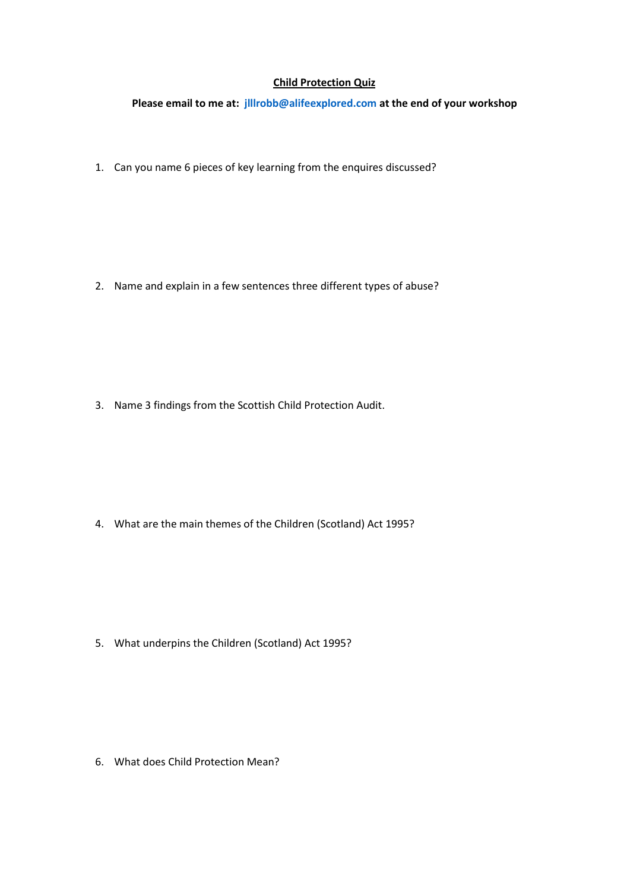# Child Protection Quiz

**Please email to me at: jlllrobb@alifeexplored.com at the end of your workshop**

1. Can you name 6 pieces of key learning from the enquires discussed?

2. Name and explain in a few sentences three different types of abuse?

3. Name 3 findings from the Scottish Child Protection Audit.

4. What are the main themes of the Children (Scotland) Act 1995?

5. What underpins the Children (Scotland) Act 1995?

6. What does Child Protection Mean?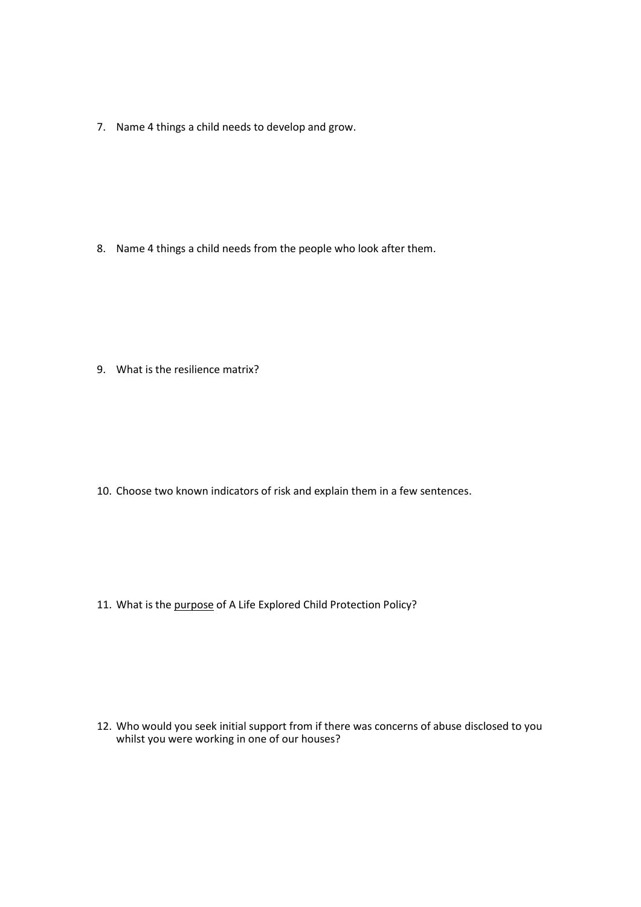7. Name 4 things a child needs to develop and grow.

8. Name 4 things a child needs from the people who look after them.

9. What is the resilience matrix?

10. Choose two known indicators of risk and explain them in a few sentences.

11. What is the <u>purpose</u> of A Life Explored Child Protection Policy?

12. Who would you seek initial support from if there was concerns of abuse disclosed to you whilst you were working in one of our houses?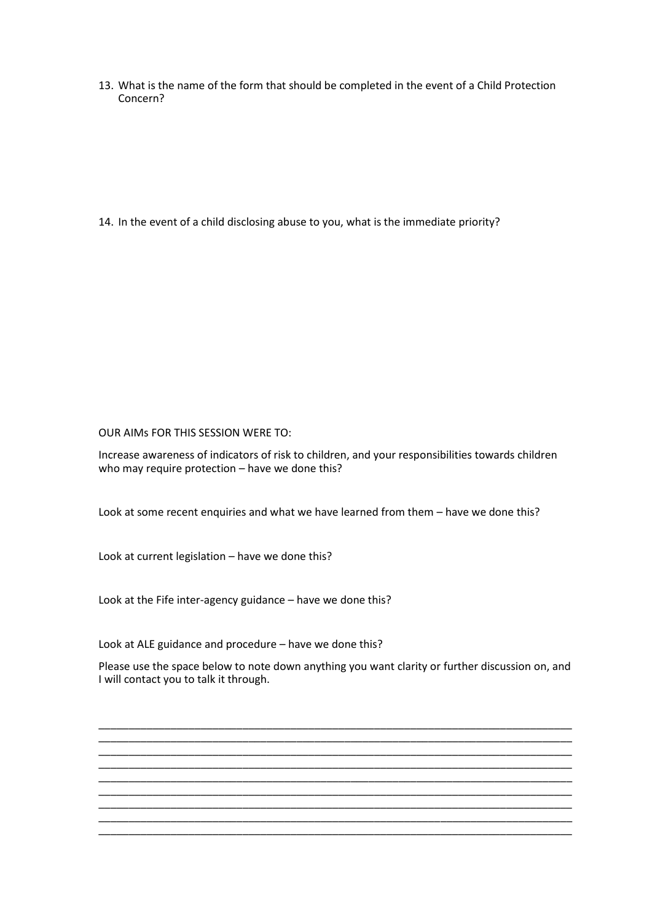13. What is the name of the form that should be completed in the event of a Child Protection Concern?

14. In the event of a child disclosing abuse to you, what is the immediate priority?

OUR AIMs FOR THIS SESSION WERE TO:

Increase awareness of indicators of risk to children, and your responsibilities towards children who may require protection – have we done this?

Look at some recent enquiries and what we have learned from them – have we done this?

Look at current legislation – have we done this?

Look at the Fife inter-agency guidance – have we done this?

Look at ALE guidance and procedure – have we done this?

Please use the space below to note down anything you want clarity or further discussion on, and I will contact you to talk it through.

_______________________________________________________________________________
_______________________________________________________________________________
_______________________________________________________________________________
_______________________________________________________________________________
_______________________________________________________________________________
_______________________________________________________________________________
_______________________________________________________________________________
_______________________________________________________________________________
_______________________________________________________________________________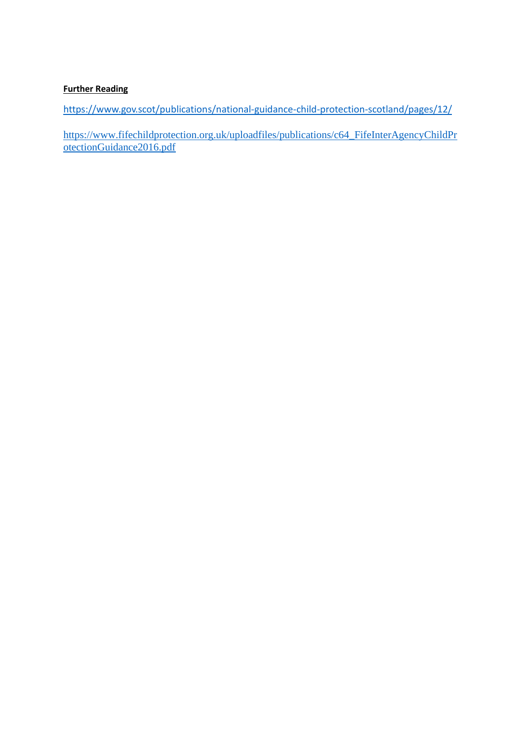**Further Reading**

https://www.gov.scot/publications/national-guidance-child-protection-scotland/pages/12/

https://www.fifechildprotection.org.uk/uploadfiles/publications/c64_FifeInterAgencyChildProtectionGuidance2016.pdf